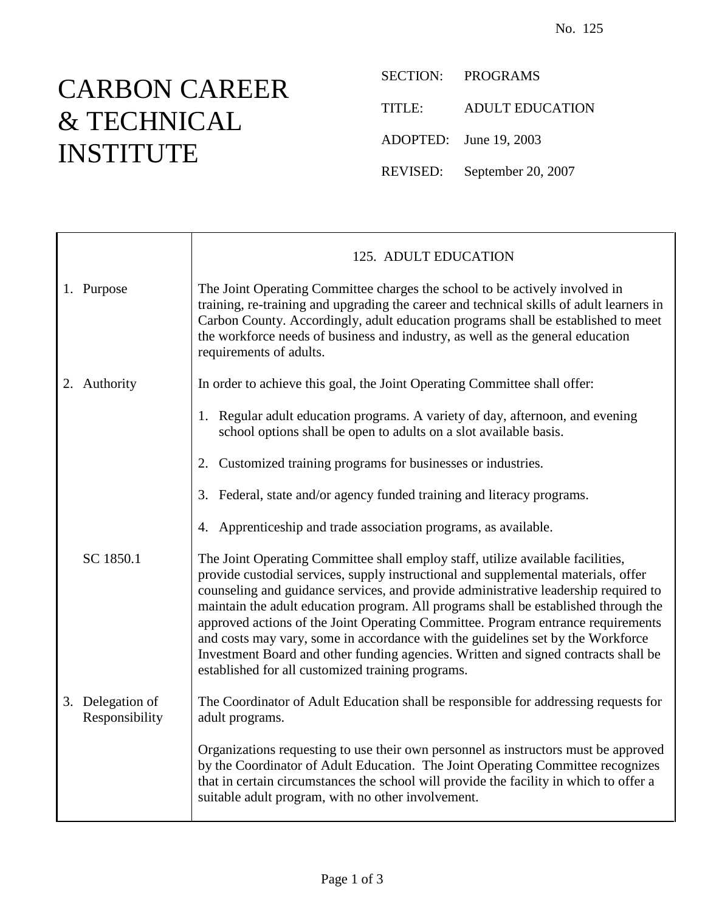No. 125

# CARBON CAREER & TECHNICAL INSTITUTE

SECTION: PROGRAMS

TITLE: ADULT EDUCATION

ADOPTED: June 19, 2003

REVISED: September 20, 2007

## 125. ADULT EDUCATION

**1. Purpose**

The Joint Operating Committee charges the school to be actively involved in training, re-training and upgrading the career and technical skills of adult learners in Carbon County. Accordingly, adult education programs shall be established to meet the workforce needs of business and industry, as well as the general education requirements of adults.

**2. Authority**

In order to achieve this goal, the Joint Operating Committee shall offer:

1. Regular adult education programs. A variety of day, afternoon, and evening school options shall be open to adults on a slot available basis.

2. Customized training programs for businesses or industries.

3. Federal, state and/or agency funded training and literacy programs.

4. Apprenticeship and trade association programs, as available.

SC 1850.1

The Joint Operating Committee shall employ staff, utilize available facilities, provide custodial services, supply instructional and supplemental materials, offer counseling and guidance services, and provide administrative leadership required to maintain the adult education program. All programs shall be established through the approved actions of the Joint Operating Committee. Program entrance requirements and costs may vary, some in accordance with the guidelines set by the Workforce Investment Board and other funding agencies. Written and signed contracts shall be established for all customized training programs.

**3. Delegation of Responsibility**

The Coordinator of Adult Education shall be responsible for addressing requests for adult programs.

Organizations requesting to use their own personnel as instructors must be approved by the Coordinator of Adult Education. The Joint Operating Committee recognizes that in certain circumstances the school will provide the facility in which to offer a suitable adult program, with no other involvement.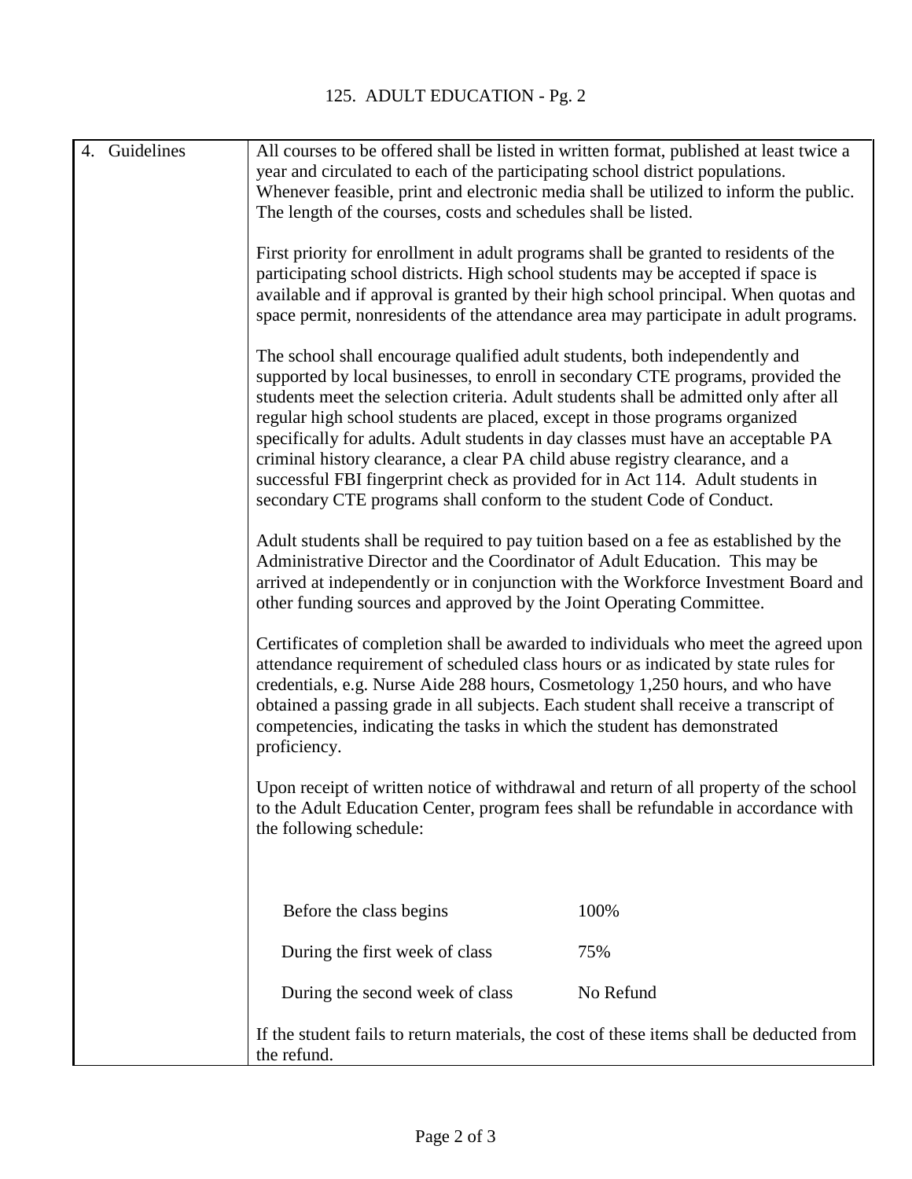## 4. Guidelines

All courses to be offered shall be listed in written format, published at least twice a year and circulated to each of the participating school district populations. Whenever feasible, print and electronic media shall be utilized to inform the public. The length of the courses, costs and schedules shall be listed.

First priority for enrollment in adult programs shall be granted to residents of the participating school districts. High school students may be accepted if space is available and if approval is granted by their high school principal. When quotas and space permit, nonresidents of the attendance area may participate in adult programs.

The school shall encourage qualified adult students, both independently and supported by local businesses, to enroll in secondary CTE programs, provided the students meet the selection criteria. Adult students shall be admitted only after all regular high school students are placed, except in those programs organized specifically for adults. Adult students in day classes must have an acceptable PA criminal history clearance, a clear PA child abuse registry clearance, and a successful FBI fingerprint check as provided for in Act 114. Adult students in secondary CTE programs shall conform to the student Code of Conduct.

Adult students shall be required to pay tuition based on a fee as established by the Administrative Director and the Coordinator of Adult Education. This may be arrived at independently or in conjunction with the Workforce Investment Board and other funding sources and approved by the Joint Operating Committee.

Certificates of completion shall be awarded to individuals who meet the agreed upon attendance requirement of scheduled class hours or as indicated by state rules for credentials, e.g. Nurse Aide 288 hours, Cosmetology 1,250 hours, and who have obtained a passing grade in all subjects. Each student shall receive a transcript of competencies, indicating the tasks in which the student has demonstrated proficiency.

Upon receipt of written notice of withdrawal and return of all property of the school to the Adult Education Center, program fees shall be refundable in accordance with the following schedule:

| | |
|---|---|
| Before the class begins | 100% |
| During the first week of class | 75% |
| During the second week of class | No Refund |

If the student fails to return materials, the cost of these items shall be deducted from the refund.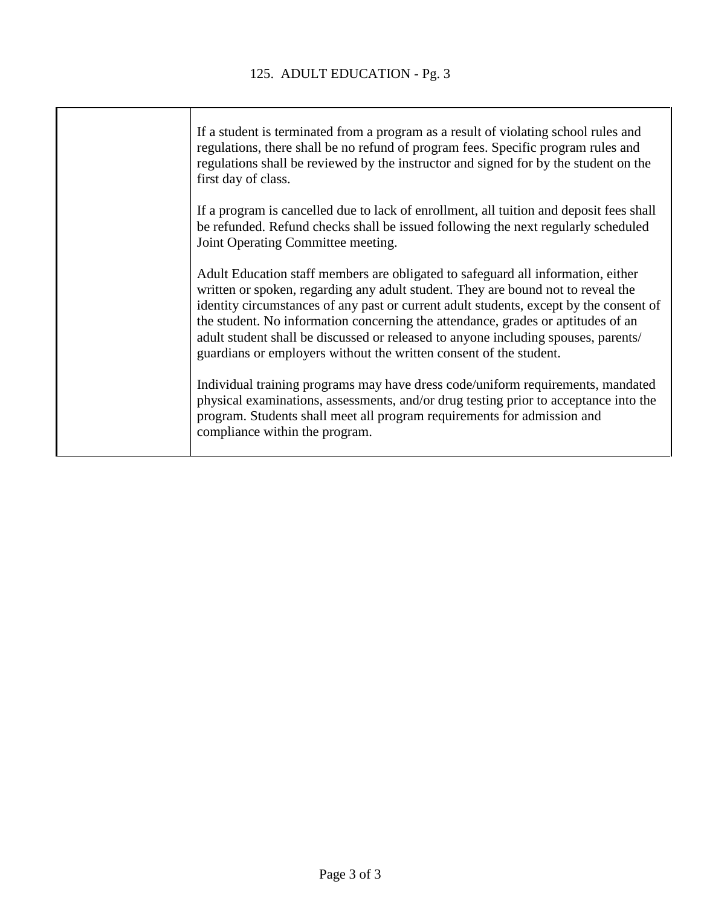If a student is terminated from a program as a result of violating school rules and regulations, there shall be no refund of program fees. Specific program rules and regulations shall be reviewed by the instructor and signed for by the student on the first day of class.

If a program is cancelled due to lack of enrollment, all tuition and deposit fees shall be refunded. Refund checks shall be issued following the next regularly scheduled Joint Operating Committee meeting.

Adult Education staff members are obligated to safeguard all information, either written or spoken, regarding any adult student. They are bound not to reveal the identity circumstances of any past or current adult students, except by the consent of the student. No information concerning the attendance, grades or aptitudes of an adult student shall be discussed or released to anyone including spouses, parents/ guardians or employers without the written consent of the student.

Individual training programs may have dress code/uniform requirements, mandated physical examinations, assessments, and/or drug testing prior to acceptance into the program. Students shall meet all program requirements for admission and compliance within the program.